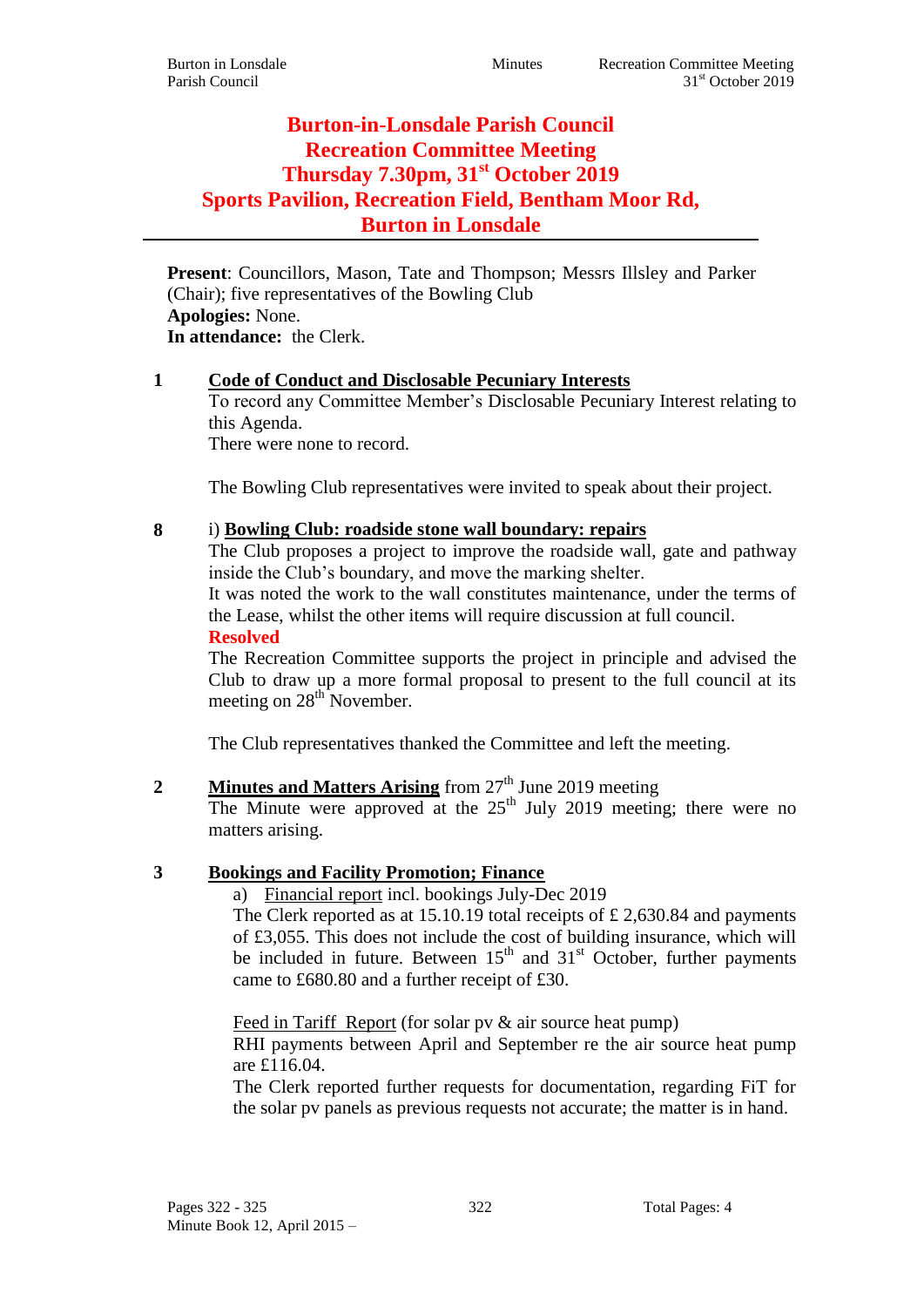# Burton-in-Lonsdale Parish Council
# Recreation Committee Meeting
# Thursday 7.30pm, 31st October 2019
# Sports Pavilion, Recreation Field, Bentham Moor Rd, Burton in Lonsdale

**Present**: Councillors, Mason, Tate and Thompson; Messrs Illsley and Parker (Chair); five representatives of the Bowling Club
**Apologies:** None.
**In attendance:** the Clerk.

**1 Code of Conduct and Disclosable Pecuniary Interests**

To record any Committee Member's Disclosable Pecuniary Interest relating to this Agenda.
There were none to record.

The Bowling Club representatives were invited to speak about their project.

**8** i) **Bowling Club: roadside stone wall boundary: repairs**

The Club proposes a project to improve the roadside wall, gate and pathway inside the Club's boundary, and move the marking shelter.
It was noted the work to the wall constitutes maintenance, under the terms of the Lease, whilst the other items will require discussion at full council.

**Resolved**

The Recreation Committee supports the project in principle and advised the Club to draw up a more formal proposal to present to the full council at its meeting on 28th November.

The Club representatives thanked the Committee and left the meeting.

**2 Minutes and Matters Arising** from 27th June 2019 meeting

The Minute were approved at the 25th July 2019 meeting; there were no matters arising.

**3 Bookings and Facility Promotion; Finance**

a) Financial report incl. bookings July-Dec 2019

The Clerk reported as at 15.10.19 total receipts of £ 2,630.84 and payments of £3,055. This does not include the cost of building insurance, which will be included in future. Between 15th and 31st October, further payments came to £680.80 and a further receipt of £30.

Feed in Tariff Report (for solar pv & air source heat pump)

RHI payments between April and September re the air source heat pump are £116.04.
The Clerk reported further requests for documentation, regarding FiT for the solar pv panels as previous requests not accurate; the matter is in hand.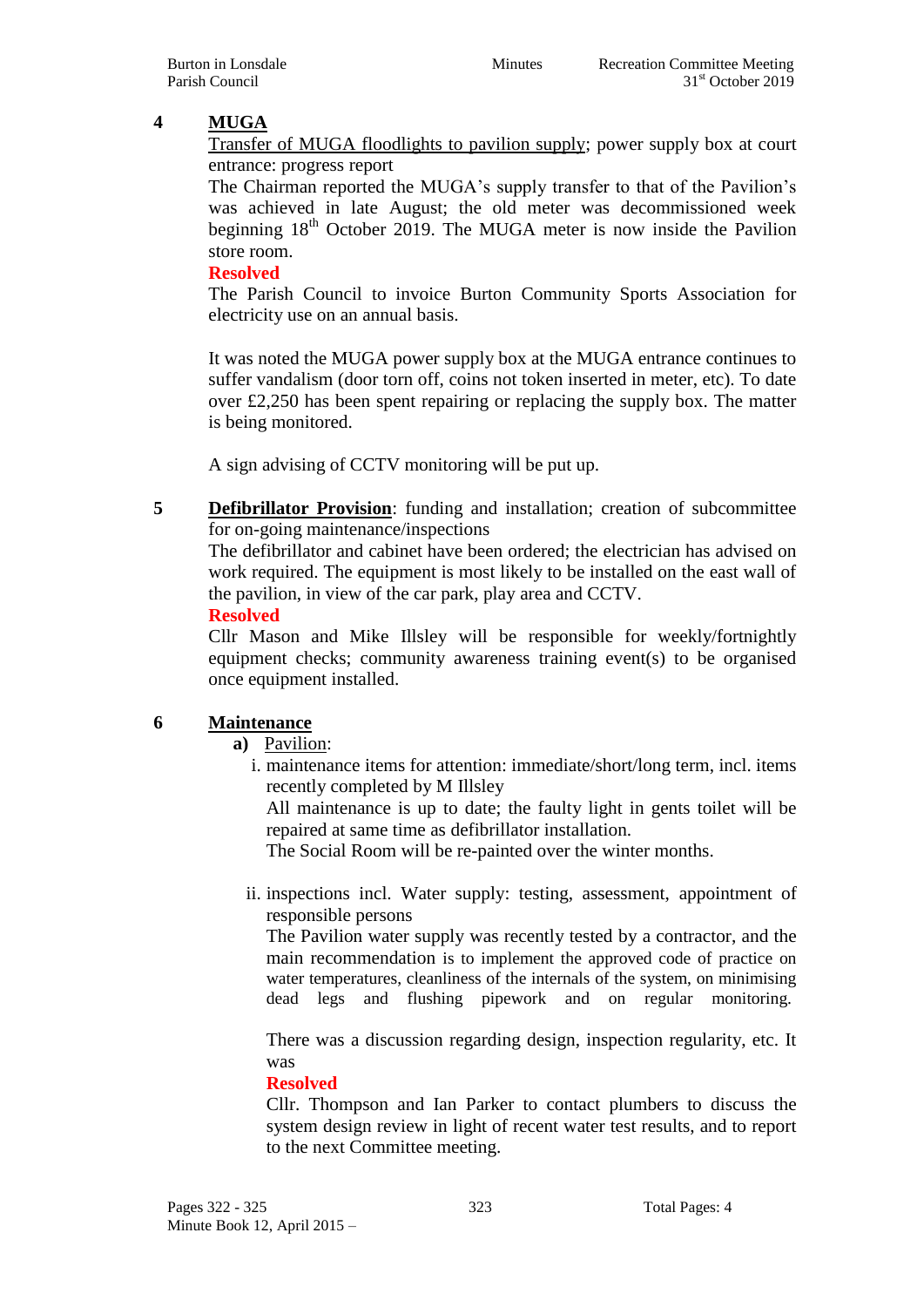**4 MUGA**

<u>Transfer of MUGA floodlights to pavilion supply</u>; power supply box at court entrance: progress report

The Chairman reported the MUGA's supply transfer to that of the Pavilion's was achieved in late August; the old meter was decommissioned week beginning 18th October 2019. The MUGA meter is now inside the Pavilion store room.

**Resolved**

The Parish Council to invoice Burton Community Sports Association for electricity use on an annual basis.

It was noted the MUGA power supply box at the MUGA entrance continues to suffer vandalism (door torn off, coins not token inserted in meter, etc). To date over £2,250 has been spent repairing or replacing the supply box. The matter is being monitored.

A sign advising of CCTV monitoring will be put up.

**5 <u>Defibrillator Provision</u>**: funding and installation; creation of subcommittee for on-going maintenance/inspections

The defibrillator and cabinet have been ordered; the electrician has advised on work required. The equipment is most likely to be installed on the east wall of the pavilion, in view of the car park, play area and CCTV.

**Resolved**

Cllr Mason and Mike Illsley will be responsible for weekly/fortnightly equipment checks; community awareness training event(s) to be organised once equipment installed.

**6 Maintenance**

**a)** <u>Pavilion</u>:

i. maintenance items for attention: immediate/short/long term, incl. items recently completed by M Illsley

All maintenance is up to date; the faulty light in gents toilet will be repaired at same time as defibrillator installation.

The Social Room will be re-painted over the winter months.

ii. inspections incl. Water supply: testing, assessment, appointment of responsible persons

The Pavilion water supply was recently tested by a contractor, and the main recommendation is to implement the approved code of practice on water temperatures, cleanliness of the internals of the system, on minimising dead legs and flushing pipework and on regular monitoring.

There was a discussion regarding design, inspection regularity, etc. It was

**Resolved**

Cllr. Thompson and Ian Parker to contact plumbers to discuss the system design review in light of recent water test results, and to report to the next Committee meeting.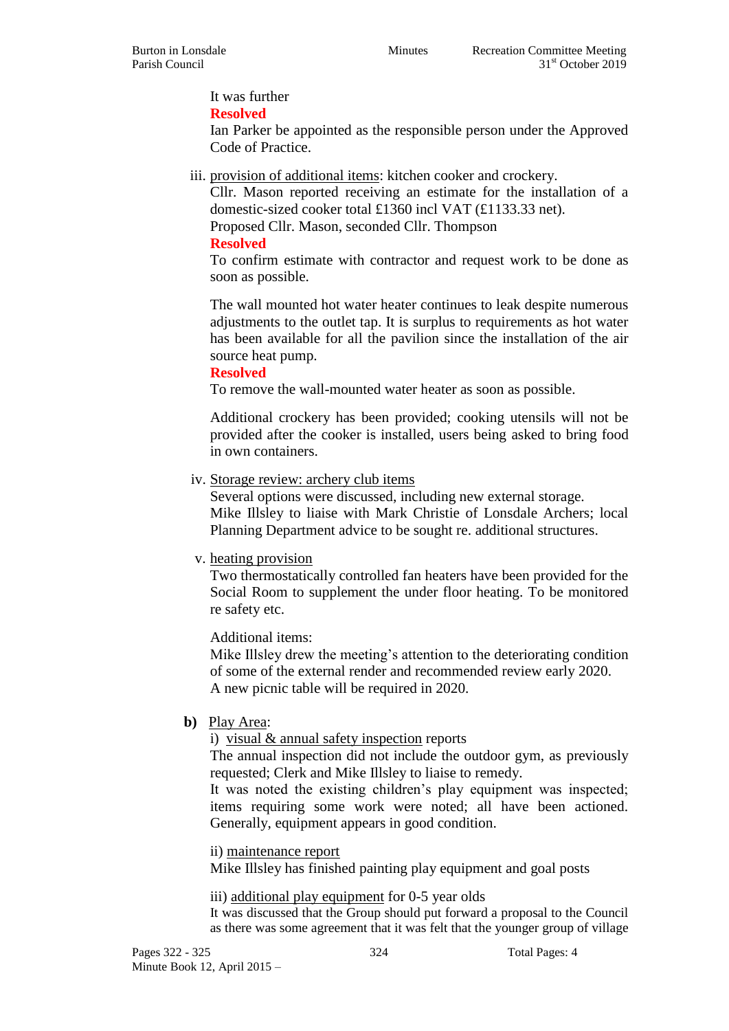It was further

**Resolved**

Ian Parker be appointed as the responsible person under the Approved Code of Practice.

iii. <u>provision of additional items</u>: kitchen cooker and crockery.

Cllr. Mason reported receiving an estimate for the installation of a domestic-sized cooker total £1360 incl VAT (£1133.33 net).

Proposed Cllr. Mason, seconded Cllr. Thompson

**Resolved**

To confirm estimate with contractor and request work to be done as soon as possible.

The wall mounted hot water heater continues to leak despite numerous adjustments to the outlet tap. It is surplus to requirements as hot water has been available for all the pavilion since the installation of the air source heat pump.

**Resolved**

To remove the wall-mounted water heater as soon as possible.

Additional crockery has been provided; cooking utensils will not be provided after the cooker is installed, users being asked to bring food in own containers.

iv. <u>Storage review: archery club items</u>

Several options were discussed, including new external storage.

Mike Illsley to liaise with Mark Christie of Lonsdale Archers; local Planning Department advice to be sought re. additional structures.

v. <u>heating provision</u>

Two thermostatically controlled fan heaters have been provided for the Social Room to supplement the under floor heating. To be monitored re safety etc.

Additional items:

Mike Illsley drew the meeting's attention to the deteriorating condition of some of the external render and recommended review early 2020.

A new picnic table will be required in 2020.

**b)** <u>Play Area</u>:

i) <u>visual & annual safety inspection</u> reports

The annual inspection did not include the outdoor gym, as previously requested; Clerk and Mike Illsley to liaise to remedy.

It was noted the existing children's play equipment was inspected; items requiring some work were noted; all have been actioned. Generally, equipment appears in good condition.

ii) <u>maintenance report</u>

Mike Illsley has finished painting play equipment and goal posts

iii) <u>additional play equipment</u> for 0-5 year olds

It was discussed that the Group should put forward a proposal to the Council as there was some agreement that it was felt that the younger group of village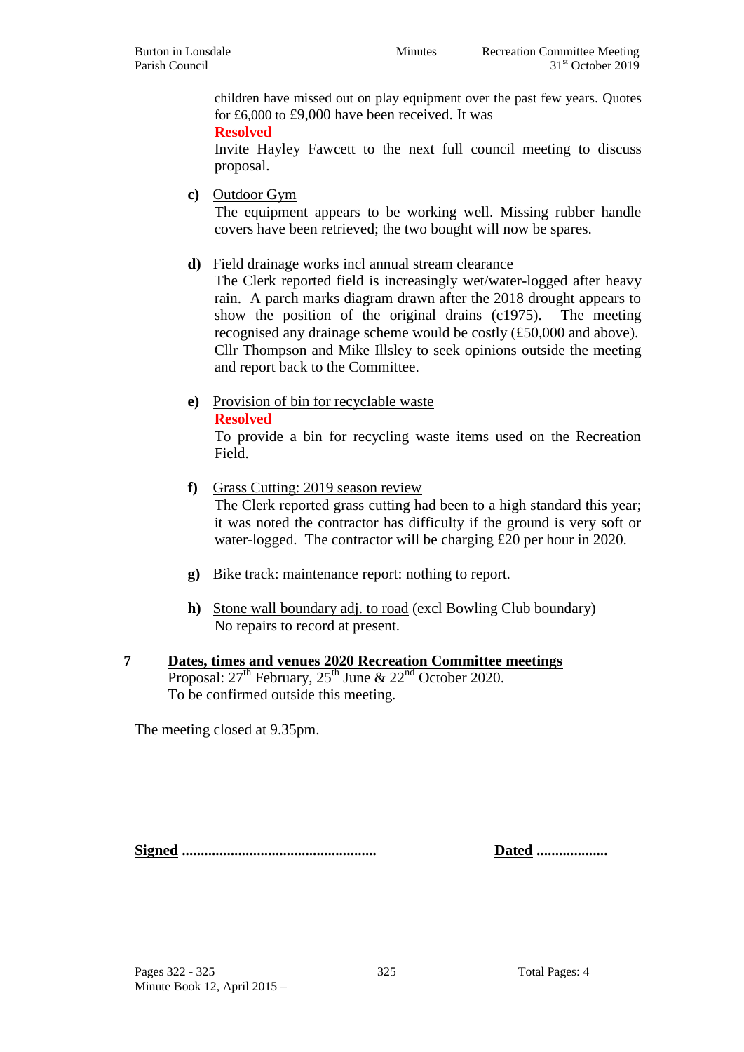children have missed out on play equipment over the past few years. Quotes for £6,000 to £9,000 have been received. It was

**Resolved**

Invite Hayley Fawcett to the next full council meeting to discuss proposal.

**c)** Outdoor Gym

The equipment appears to be working well. Missing rubber handle covers have been retrieved; the two bought will now be spares.

**d)** Field drainage works incl annual stream clearance

The Clerk reported field is increasingly wet/water-logged after heavy rain. A parch marks diagram drawn after the 2018 drought appears to show the position of the original drains (c1975). The meeting recognised any drainage scheme would be costly (£50,000 and above). Cllr Thompson and Mike Illsley to seek opinions outside the meeting and report back to the Committee.

**e)** Provision of bin for recyclable waste

**Resolved**

To provide a bin for recycling waste items used on the Recreation Field.

**f)** Grass Cutting: 2019 season review

The Clerk reported grass cutting had been to a high standard this year; it was noted the contractor has difficulty if the ground is very soft or water-logged. The contractor will be charging £20 per hour in 2020.

**g)** Bike track: maintenance report: nothing to report.

**h)** Stone wall boundary adj. to road (excl Bowling Club boundary)

No repairs to record at present.

**7 Dates, times and venues 2020 Recreation Committee meetings**

Proposal: 27th February, 25th June & 22nd October 2020.
To be confirmed outside this meeting.

The meeting closed at 9.35pm.

**Signed** ..................................................... **Dated** ...................

Pages 322 - 325
Minute Book 12, April 2015 –
Total Pages: 4